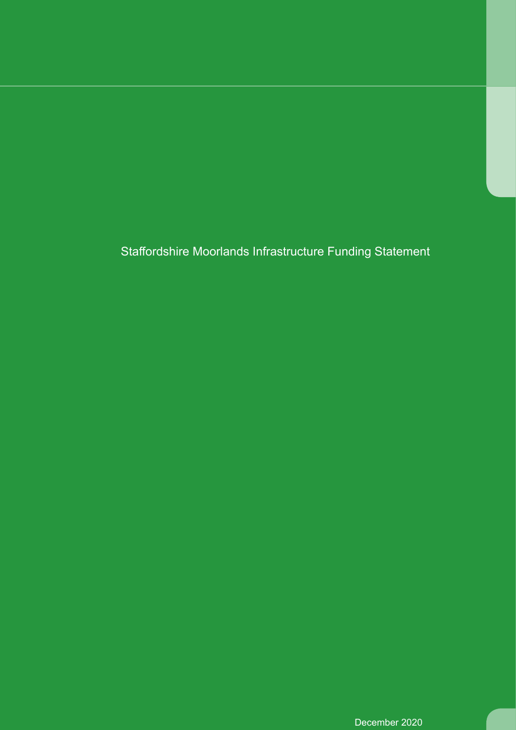# Staffordshire Moorlands Infrastructure Funding Statement

December 2020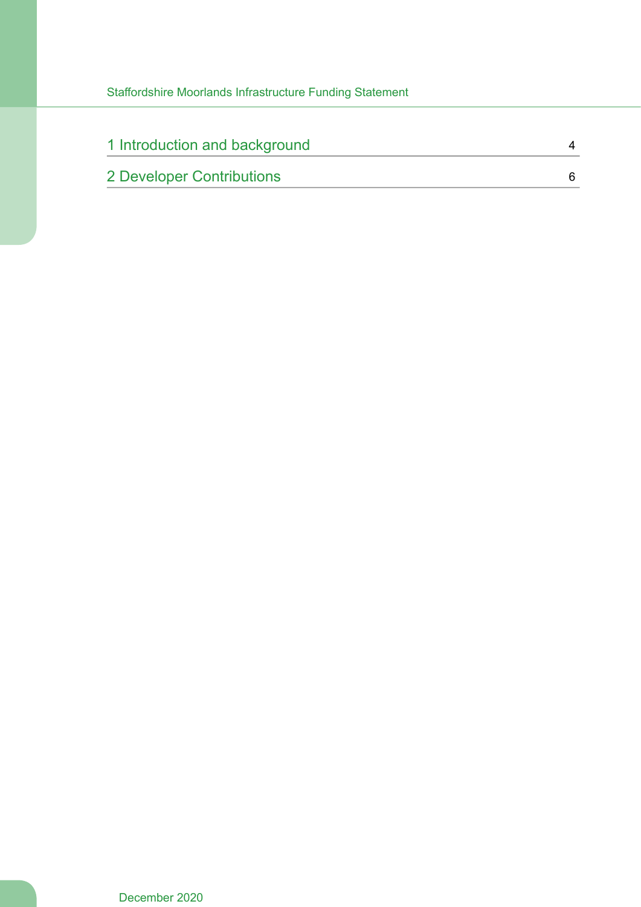| | |
|---|---|
| 1 Introduction and background | 4 |
| 2 Developer Contributions | 6 |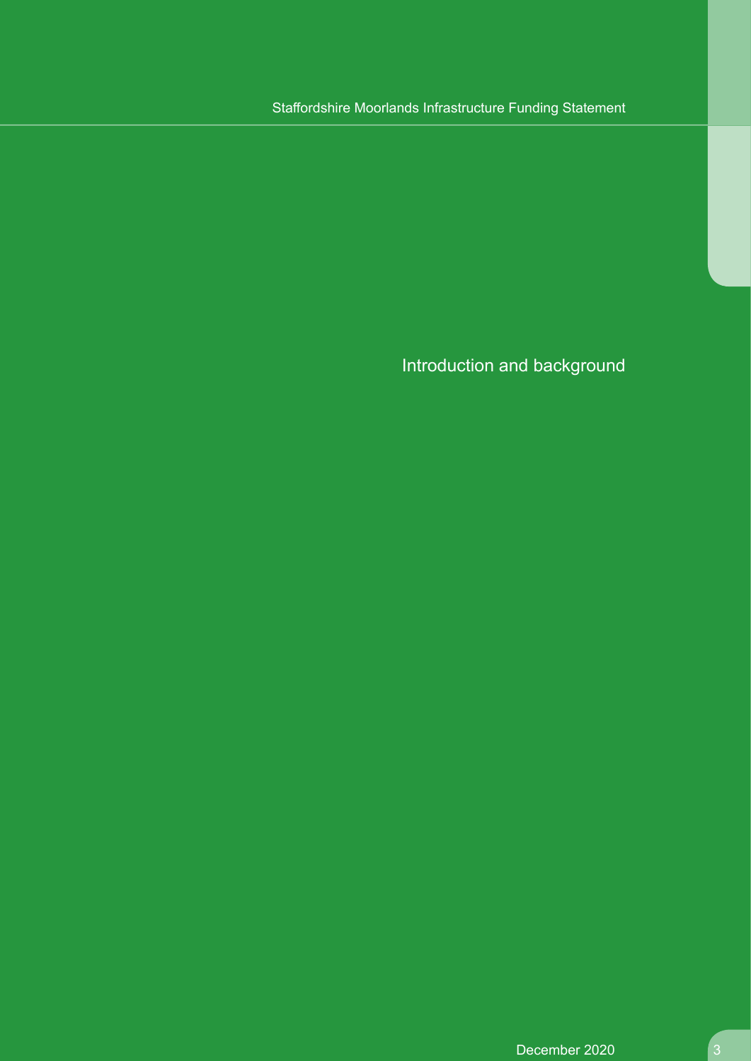# Introduction and background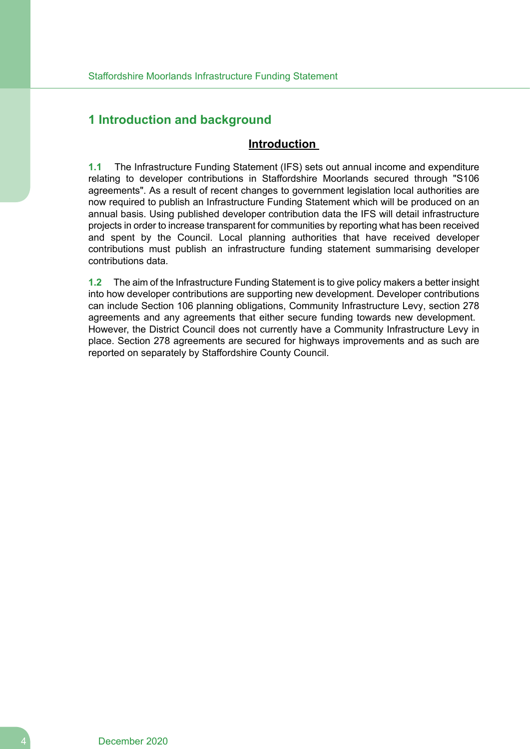# 1 Introduction and background

## **Introduction**

**1.1** The Infrastructure Funding Statement (IFS) sets out annual income and expenditure relating to developer contributions in Staffordshire Moorlands secured through "S106 agreements". As a result of recent changes to government legislation local authorities are now required to publish an Infrastructure Funding Statement which will be produced on an annual basis. Using published developer contribution data the IFS will detail infrastructure projects in order to increase transparent for communities by reporting what has been received and spent by the Council. Local planning authorities that have received developer contributions must publish an infrastructure funding statement summarising developer contributions data.

**1.2** The aim of the Infrastructure Funding Statement is to give policy makers a better insight into how developer contributions are supporting new development. Developer contributions can include Section 106 planning obligations, Community Infrastructure Levy, section 278 agreements and any agreements that either secure funding towards new development. However, the District Council does not currently have a Community Infrastructure Levy in place. Section 278 agreements are secured for highways improvements and as such are reported on separately by Staffordshire County Council.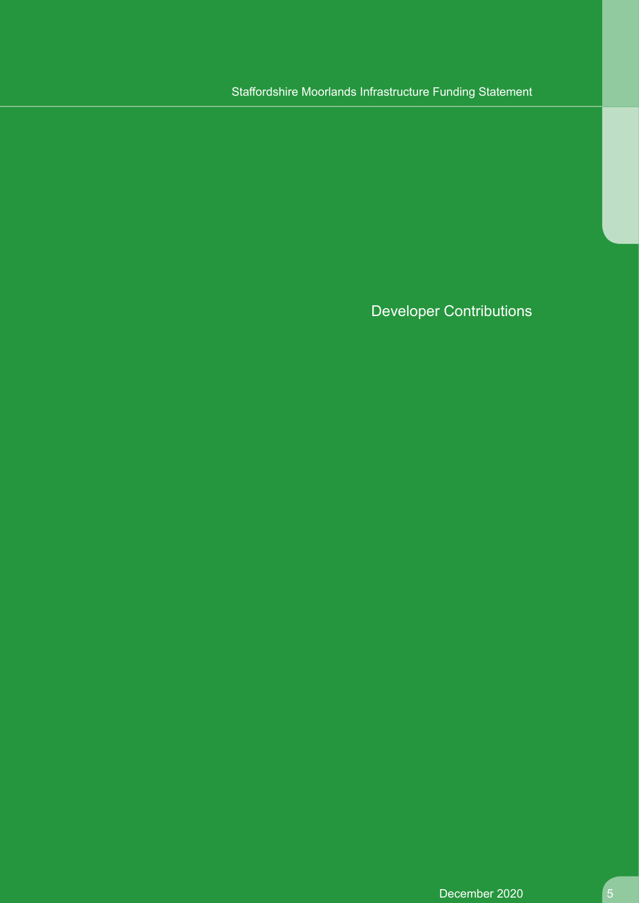# Developer Contributions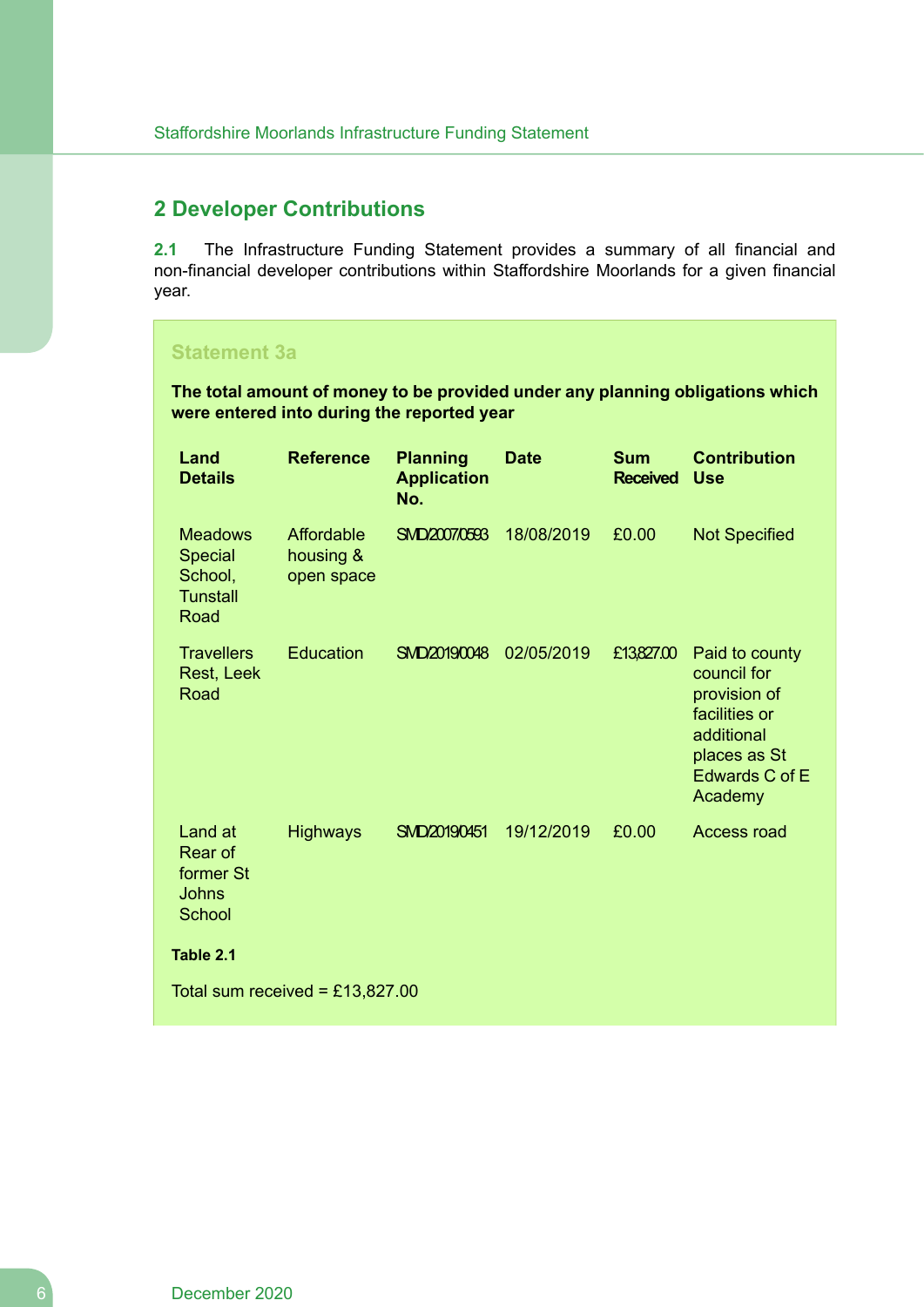## 2 Developer Contributions

**2.1** The Infrastructure Funding Statement provides a summary of all financial and non-financial developer contributions within Staffordshire Moorlands for a given financial year.

### Statement 3a

**The total amount of money to be provided under any planning obligations which were entered into during the reported year**

| Land Details | Reference | Planning Application No. | Date | Sum Received | Contribution Use |
|---|---|---|---|---|---|
| Meadows Special School, Tunstall Road | Affordable housing & open space | SMD/2007/0593 | 18/08/2019 | £0.00 | Not Specified |
| Travellers Rest, Leek Road | Education | SMD/2019/0048 | 02/05/2019 | £13,827.00 | Paid to county council for provision of facilities or additional places as St Edwards C of E Academy |
| Land at Rear of former St Johns School | Highways | SMD/2019/0451 | 19/12/2019 | £0.00 | Access road |

**Table 2.1**

Total sum received = £13,827.00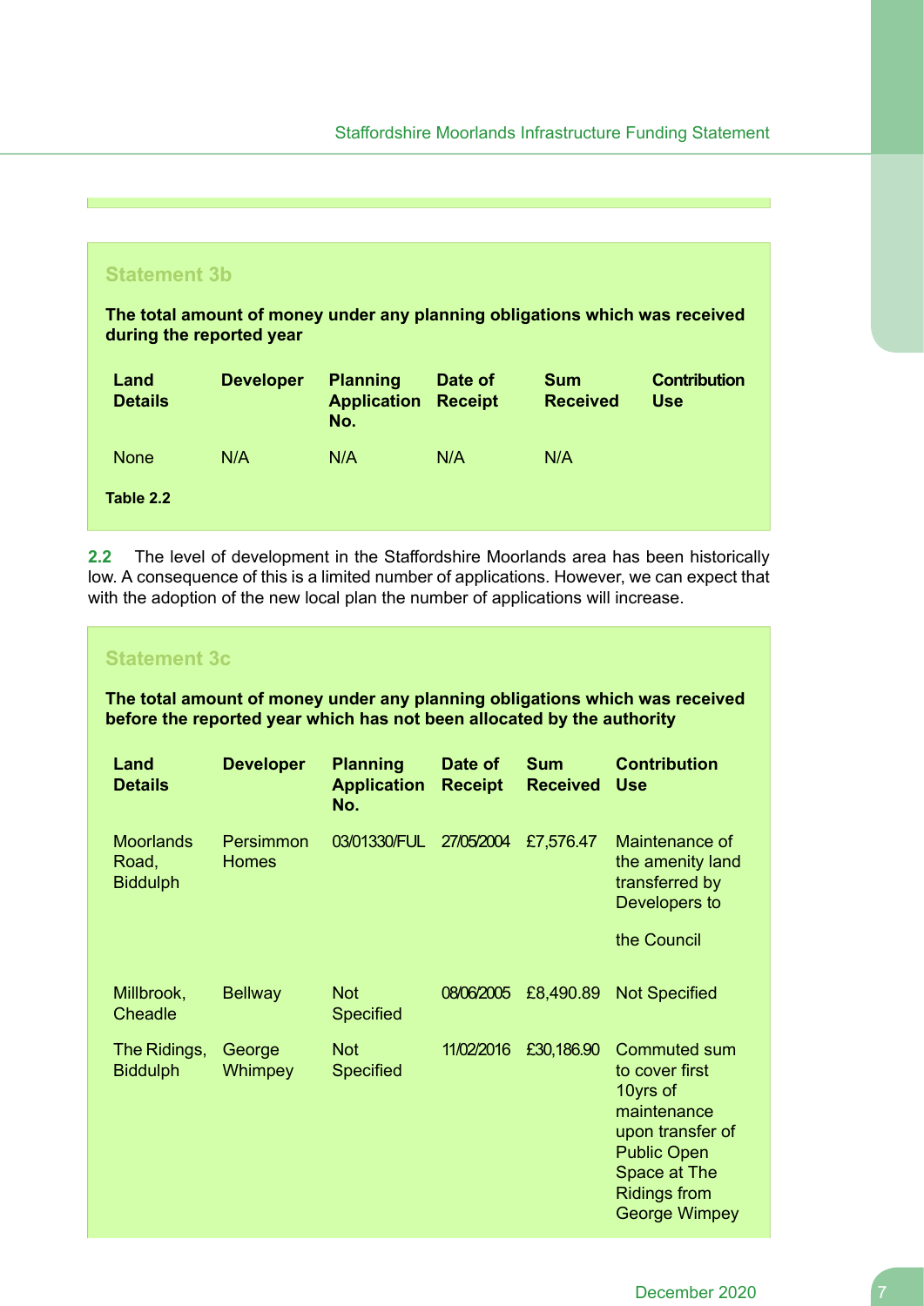### Statement 3b

**The total amount of money under any planning obligations which was received during the reported year**

| Land Details | Developer | Planning Application No. | Date of Receipt | Sum Received | Contribution Use |
|---|---|---|---|---|---|
| None | N/A | N/A | N/A | N/A | |

**Table 2.2**

**2.2** The level of development in the Staffordshire Moorlands area has been historically low. A consequence of this is a limited number of applications. However, we can expect that with the adoption of the new local plan the number of applications will increase.

### Statement 3c

**The total amount of money under any planning obligations which was received before the reported year which has not been allocated by the authority**

| Land Details | Developer | Planning Application No. | Date of Receipt | Sum Received | Contribution Use |
|---|---|---|---|---|---|
| Moorlands Road, Biddulph | Persimmon Homes | 03/01330/FUL | 27/05/2004 | £7,576.47 | Maintenance of the amenity land transferred by Developers to the Council |
| Millbrook, Cheadle | Bellway | Not Specified | 08/06/2005 | £8,490.89 | Not Specified |
| The Ridings, Biddulph | George Whimpey | Not Specified | 11/02/2016 | £30,186.90 | Commuted sum to cover first 10yrs of maintenance upon transfer of Public Open Space at The Ridings from George Wimpey |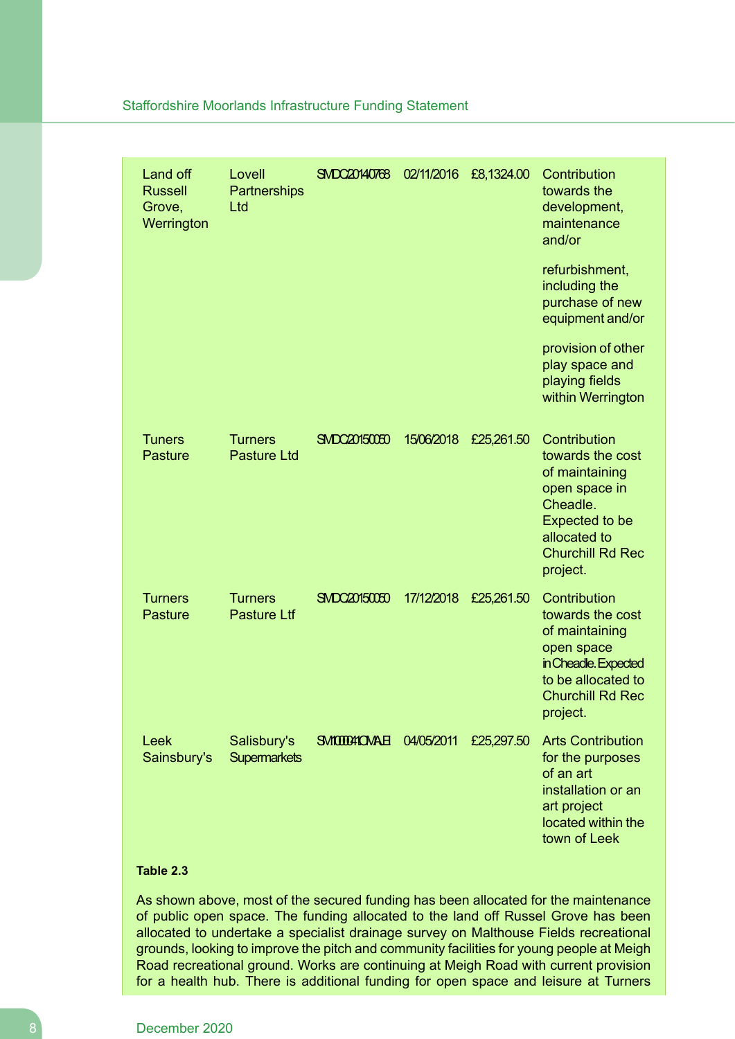| | | | | | |
|---|---|---|---|---|---|
| Land off Russell Grove, Werrington | Lovell Partnerships Ltd | SMDC/2014/0768 | 02/11/2016 | £8,1324.00 | Contribution towards the development, maintenance and/or refurbishment, including the purchase of new equipment and/or provision of other play space and playing fields within Werrington |
| Tuners Pasture | Turners Pasture Ltd | SMDC/2015/0050 | 15/06/2018 | £25,261.50 | Contribution towards the cost of maintaining open space in Cheadle. Expected to be allocated to Churchill Rd Rec project. |
| Turners Pasture | Turners Pasture Ltf | SMDC/2015/0050 | 17/12/2018 | £25,261.50 | Contribution towards the cost of maintaining open space in Cheadle. Expected to be allocated to Churchill Rd Rec project. |
| Leek Sainsbury's | Salisbury's Supermarkets | SMD/0041/OMAJEI | 04/05/2011 | £25,297.50 | Arts Contribution for the purposes of an art installation or an art project located within the town of Leek |

**Table 2.3**

As shown above, most of the secured funding has been allocated for the maintenance of public open space. The funding allocated to the land off Russel Grove has been allocated to undertake a specialist drainage survey on Malthouse Fields recreational grounds, looking to improve the pitch and community facilities for young people at Meigh Road recreational ground. Works are continuing at Meigh Road with current provision for a health hub. There is additional funding for open space and leisure at Turners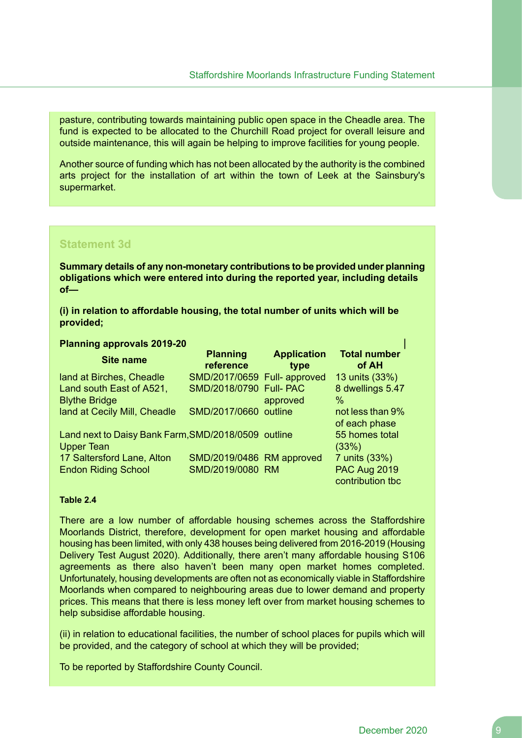pasture, contributing towards maintaining public open space in the Cheadle area. The fund is expected to be allocated to the Churchill Road project for overall leisure and outside maintenance, this will again be helping to improve facilities for young people.

Another source of funding which has not been allocated by the authority is the combined arts project for the installation of art within the town of Leek at the Sainsbury's supermarket.

### Statement 3d

**Summary details of any non-monetary contributions to be provided under planning obligations which were entered into during the reported year, including details of—**

**(i) in relation to affordable housing, the total number of units which will be provided;**

**Planning approvals 2019-20**

| Site name | Planning reference | Application type | Total number of AH |
|---|---|---|---|
| land at Birches, Cheadle | SMD/2017/0659 | Full- approved | 13 units (33%) |
| Land south East of A521, Blythe Bridge | SMD/2018/0790 | Full- PAC approved | 8 dwellings 5.47 % |
| land at Cecily Mill, Cheadle | SMD/2017/0660 | outline | not less than 9% of each phase |
| Land next to Daisy Bank Farm, Upper Tean | SMD/2018/0509 | outline | 55 homes total (33%) |
| 17 Saltersford Lane, Alton | SMD/2019/0486 | RM approved | 7 units (33%) |
| Endon Riding School | SMD/2019/0080 | RM | PAC Aug 2019 contribution tbc |

**Table 2.4**

There are a low number of affordable housing schemes across the Staffordshire Moorlands District, therefore, development for open market housing and affordable housing has been limited, with only 438 houses being delivered from 2016-2019 (Housing Delivery Test August 2020). Additionally, there aren't many affordable housing S106 agreements as there also haven't been many open market homes completed. Unfortunately, housing developments are often not as economically viable in Staffordshire Moorlands when compared to neighbouring areas due to lower demand and property prices. This means that there is less money left over from market housing schemes to help subsidise affordable housing.

(ii) in relation to educational facilities, the number of school places for pupils which will be provided, and the category of school at which they will be provided;

To be reported by Staffordshire County Council.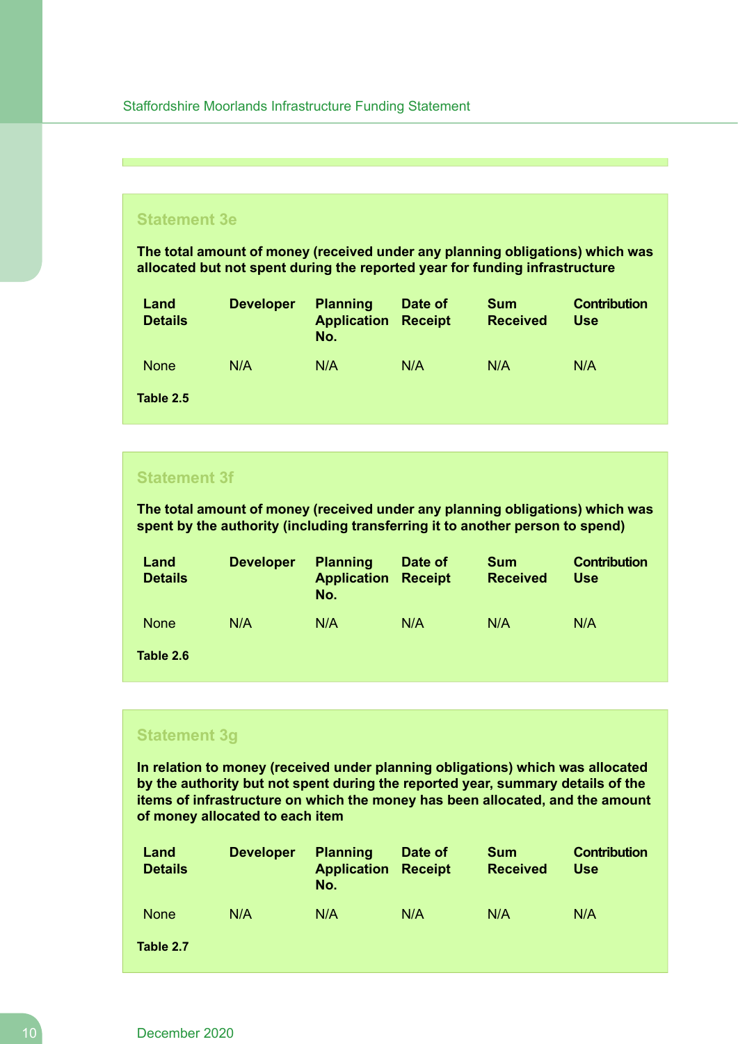### Statement 3e

**The total amount of money (received under any planning obligations) which was allocated but not spent during the reported year for funding infrastructure**

| Land Details | Developer | Planning Application No. | Date of Receipt | Sum Received | Contribution Use |
|---|---|---|---|---|---|
| None | N/A | N/A | N/A | N/A | N/A |

**Table 2.5**

### Statement 3f

**The total amount of money (received under any planning obligations) which was spent by the authority (including transferring it to another person to spend)**

| Land Details | Developer | Planning Application No. | Date of Receipt | Sum Received | Contribution Use |
|---|---|---|---|---|---|
| None | N/A | N/A | N/A | N/A | N/A |

**Table 2.6**

### Statement 3g

**In relation to money (received under planning obligations) which was allocated by the authority but not spent during the reported year, summary details of the items of infrastructure on which the money has been allocated, and the amount of money allocated to each item**

| Land Details | Developer | Planning Application No. | Date of Receipt | Sum Received | Contribution Use |
|---|---|---|---|---|---|
| None | N/A | N/A | N/A | N/A | N/A |

**Table 2.7**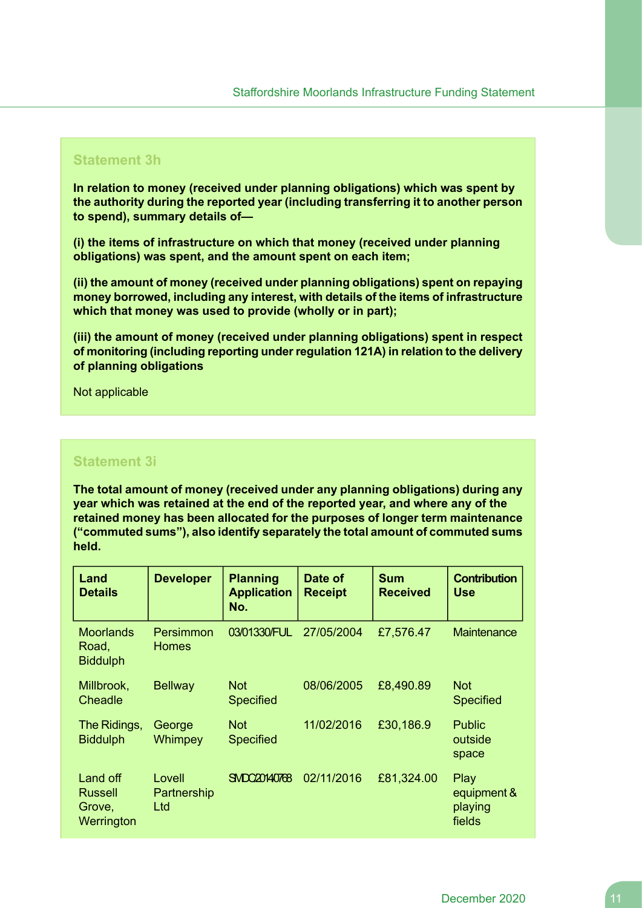## Statement 3h

**In relation to money (received under planning obligations) which was spent by the authority during the reported year (including transferring it to another person to spend), summary details of—**

**(i) the items of infrastructure on which that money (received under planning obligations) was spent, and the amount spent on each item;**

**(ii) the amount of money (received under planning obligations) spent on repaying money borrowed, including any interest, with details of the items of infrastructure which that money was used to provide (wholly or in part);**

**(iii) the amount of money (received under planning obligations) spent in respect of monitoring (including reporting under regulation 121A) in relation to the delivery of planning obligations**

Not applicable

## Statement 3i

**The total amount of money (received under any planning obligations) during any year which was retained at the end of the reported year, and where any of the retained money has been allocated for the purposes of longer term maintenance ("commuted sums"), also identify separately the total amount of commuted sums held.**

| Land Details | Developer | Planning Application No. | Date of Receipt | Sum Received | Contribution Use |
|---|---|---|---|---|---|
| Moorlands Road, Biddulph | Persimmon Homes | 03/01330/FUL | 27/05/2004 | £7,576.47 | Maintenance |
| Millbrook, Cheadle | Bellway | Not Specified | 08/06/2005 | £8,490.89 | Not Specified |
| The Ridings, Biddulph | George Whimpey | Not Specified | 11/02/2016 | £30,186.9 | Public outside space |
| Land off Russell Grove, Werrington | Lovell Partnership Ltd | SMD/2014/0768 | 02/11/2016 | £81,324.00 | Play equipment & playing fields |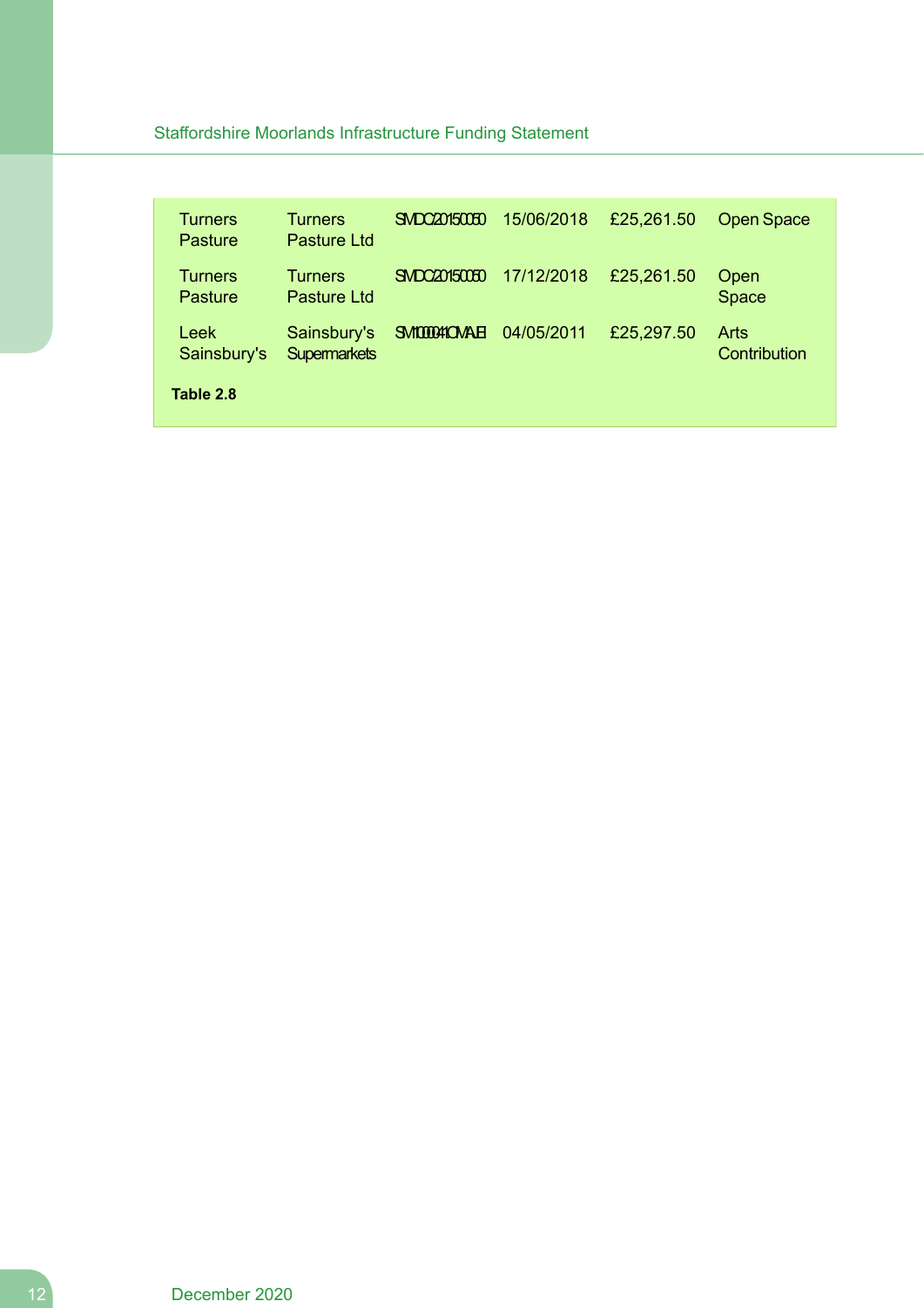| | | | | | |
|---|---|---|---|---|---|
| Turners Pasture | Turners Pasture Ltd | SMDC/2015/0050 | 15/06/2018 | £25,261.50 | Open Space |
| Turners Pasture | Turners Pasture Ltd | SMDC/2015/0050 | 17/12/2018 | £25,261.50 | Open Space |
| Leek Sainsbury's | Sainsbury's Supermarkets | SMD/2009/0410/MAJ/E | 04/05/2011 | £25,297.50 | Arts Contribution |

**Table 2.8**